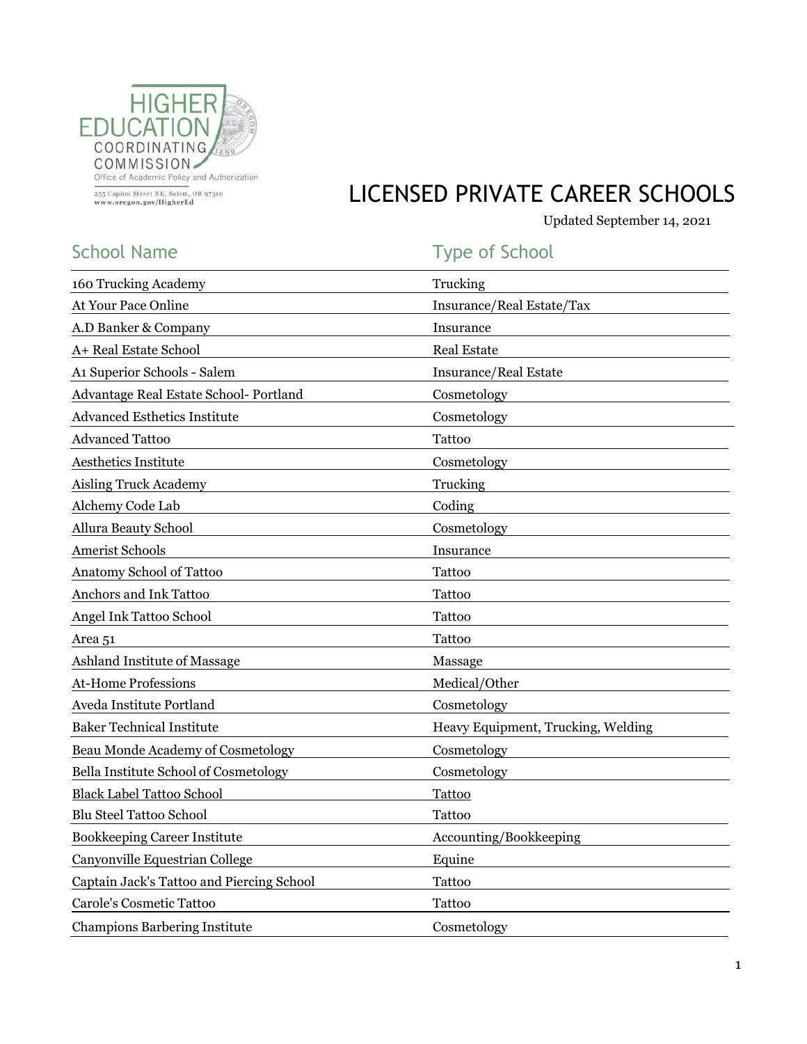HIGHER EDUCATION COORDINATING COMMISSION
Office of Academic Policy and Authorization
255 Capitol Street NE, Salem, OR 97310
www.oregon.gov/HigherEd

# LICENSED PRIVATE CAREER SCHOOLS

Updated September 14, 2021

| School Name | Type of School |
| --- | --- |
| 160 Trucking Academy | Trucking |
| At Your Pace Online | Insurance/Real Estate/Tax |
| A.D Banker & Company | Insurance |
| A+ Real Estate School | Real Estate |
| A1 Superior Schools - Salem | Insurance/Real Estate |
| Advantage Real Estate School- Portland | Cosmetology |
| Advanced Esthetics Institute | Cosmetology |
| Advanced Tattoo | Tattoo |
| Aesthetics Institute | Cosmetology |
| Aisling Truck Academy | Trucking |
| Alchemy Code Lab | Coding |
| Allura Beauty School | Cosmetology |
| Amerist Schools | Insurance |
| Anatomy School of Tattoo | Tattoo |
| Anchors and Ink Tattoo | Tattoo |
| Angel Ink Tattoo School | Tattoo |
| Area 51 | Tattoo |
| Ashland Institute of Massage | Massage |
| At-Home Professions | Medical/Other |
| Aveda Institute Portland | Cosmetology |
| Baker Technical Institute | Heavy Equipment, Trucking, Welding |
| Beau Monde Academy of Cosmetology | Cosmetology |
| Bella Institute School of Cosmetology | Cosmetology |
| Black Label Tattoo School | Tattoo |
| Blu Steel Tattoo School | Tattoo |
| Bookkeeping Career Institute | Accounting/Bookkeeping |
| Canyonville Equestrian College | Equine |
| Captain Jack's Tattoo and Piercing School | Tattoo |
| Carole's Cosmetic Tattoo | Tattoo |
| Champions Barbering Institute | Cosmetology |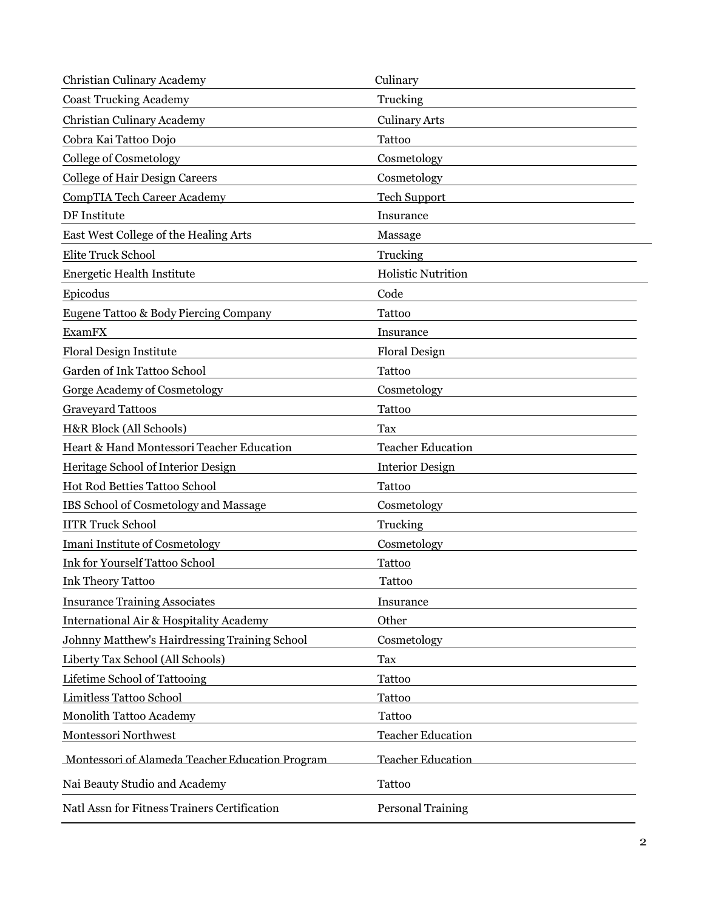| | |
|---|---|
| Christian Culinary Academy | Culinary |
| Coast Trucking Academy | Trucking |
| Christian Culinary Academy | Culinary Arts |
| Cobra Kai Tattoo Dojo | Tattoo |
| College of Cosmetology | Cosmetology |
| College of Hair Design Careers | Cosmetology |
| CompTIA Tech Career Academy | Tech Support |
| DF Institute | Insurance |
| East West College of the Healing Arts | Massage |
| Elite Truck School | Trucking |
| Energetic Health Institute | Holistic Nutrition |
| Epicodus | Code |
| Eugene Tattoo & Body Piercing Company | Tattoo |
| ExamFX | Insurance |
| Floral Design Institute | Floral Design |
| Garden of Ink Tattoo School | Tattoo |
| Gorge Academy of Cosmetology | Cosmetology |
| Graveyard Tattoos | Tattoo |
| H&R Block (All Schools) | Tax |
| Heart & Hand Montessori Teacher Education | Teacher Education |
| Heritage School of Interior Design | Interior Design |
| Hot Rod Betties Tattoo School | Tattoo |
| IBS School of Cosmetology and Massage | Cosmetology |
| IITR Truck School | Trucking |
| Imani Institute of Cosmetology | Cosmetology |
| Ink for Yourself Tattoo School | Tattoo |
| Ink Theory Tattoo | Tattoo |
| Insurance Training Associates | Insurance |
| International Air & Hospitality Academy | Other |
| Johnny Matthew's Hairdressing Training School | Cosmetology |
| Liberty Tax School (All Schools) | Tax |
| Lifetime School of Tattooing | Tattoo |
| Limitless Tattoo School | Tattoo |
| Monolith Tattoo Academy | Tattoo |
| Montessori Northwest | Teacher Education |
| Montessori of Alameda Teacher Education Program | Teacher Education |
| Nai Beauty Studio and Academy | Tattoo |
| Natl Assn for Fitness Trainers Certification | Personal Training |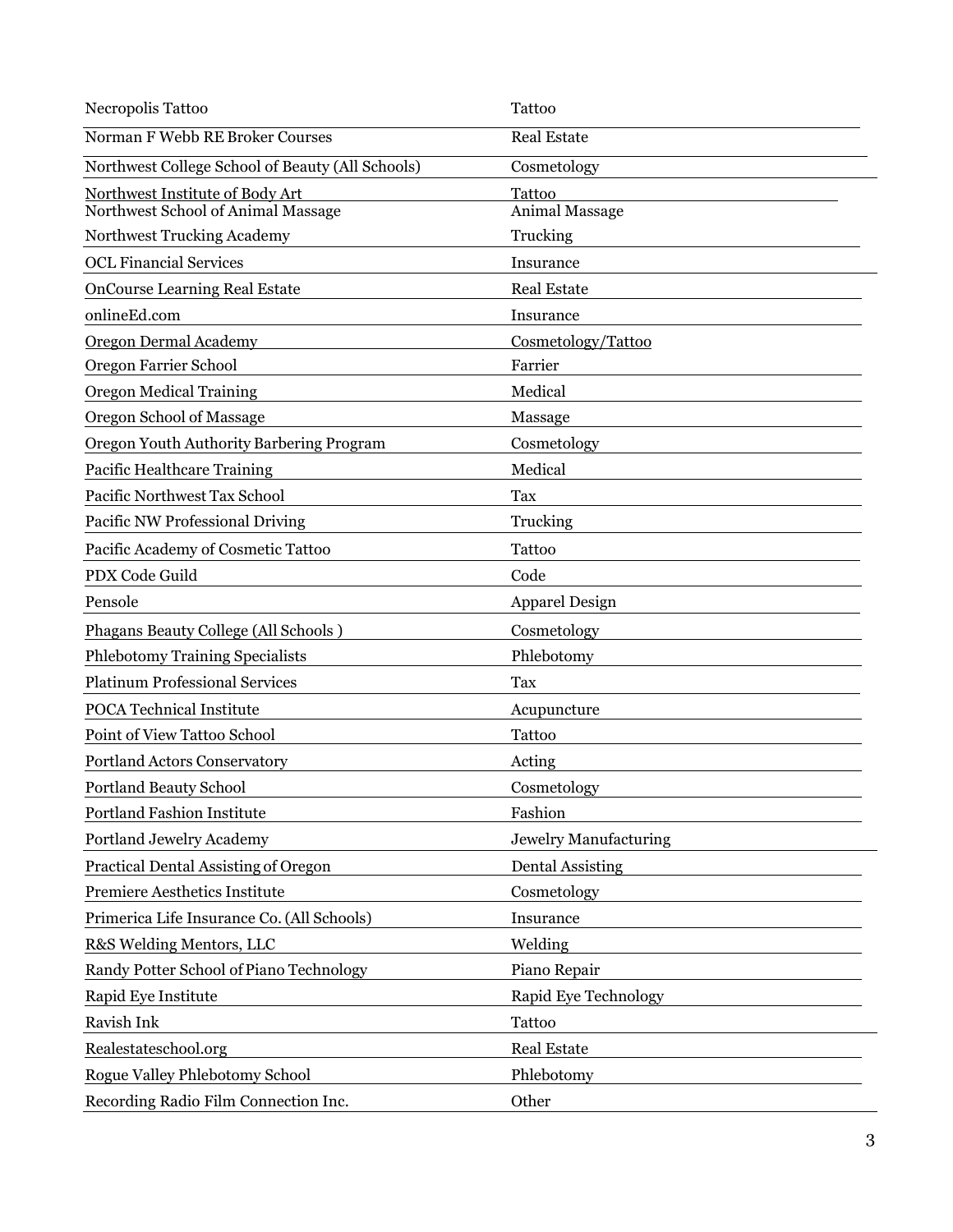| | |
|---|---|
| Necropolis Tattoo | Tattoo |
| Norman F Webb RE Broker Courses | Real Estate |
| Northwest College School of Beauty (All Schools) | Cosmetology |
| Northwest Institute of Body Art | Tattoo |
| Northwest School of Animal Massage | Animal Massage |
| Northwest Trucking Academy | Trucking |
| OCL Financial Services | Insurance |
| OnCourse Learning Real Estate | Real Estate |
| onlineEd.com | Insurance |
| Oregon Dermal Academy | Cosmetology/Tattoo |
| Oregon Farrier School | Farrier |
| Oregon Medical Training | Medical |
| Oregon School of Massage | Massage |
| Oregon Youth Authority Barbering Program | Cosmetology |
| Pacific Healthcare Training | Medical |
| Pacific Northwest Tax School | Tax |
| Pacific NW Professional Driving | Trucking |
| Pacific Academy of Cosmetic Tattoo | Tattoo |
| PDX Code Guild | Code |
| Pensole | Apparel Design |
| Phagans Beauty College (All Schools ) | Cosmetology |
| Phlebotomy Training Specialists | Phlebotomy |
| Platinum Professional Services | Tax |
| POCA Technical Institute | Acupuncture |
| Point of View Tattoo School | Tattoo |
| Portland Actors Conservatory | Acting |
| Portland Beauty School | Cosmetology |
| Portland Fashion Institute | Fashion |
| Portland Jewelry Academy | Jewelry Manufacturing |
| Practical Dental Assisting of Oregon | Dental Assisting |
| Premiere Aesthetics Institute | Cosmetology |
| Primerica Life Insurance Co. (All Schools) | Insurance |
| R&S Welding Mentors, LLC | Welding |
| Randy Potter School of Piano Technology | Piano Repair |
| Rapid Eye Institute | Rapid Eye Technology |
| Ravish Ink | Tattoo |
| Realestateschool.org | Real Estate |
| Rogue Valley Phlebotomy School | Phlebotomy |
| Recording Radio Film Connection Inc. | Other |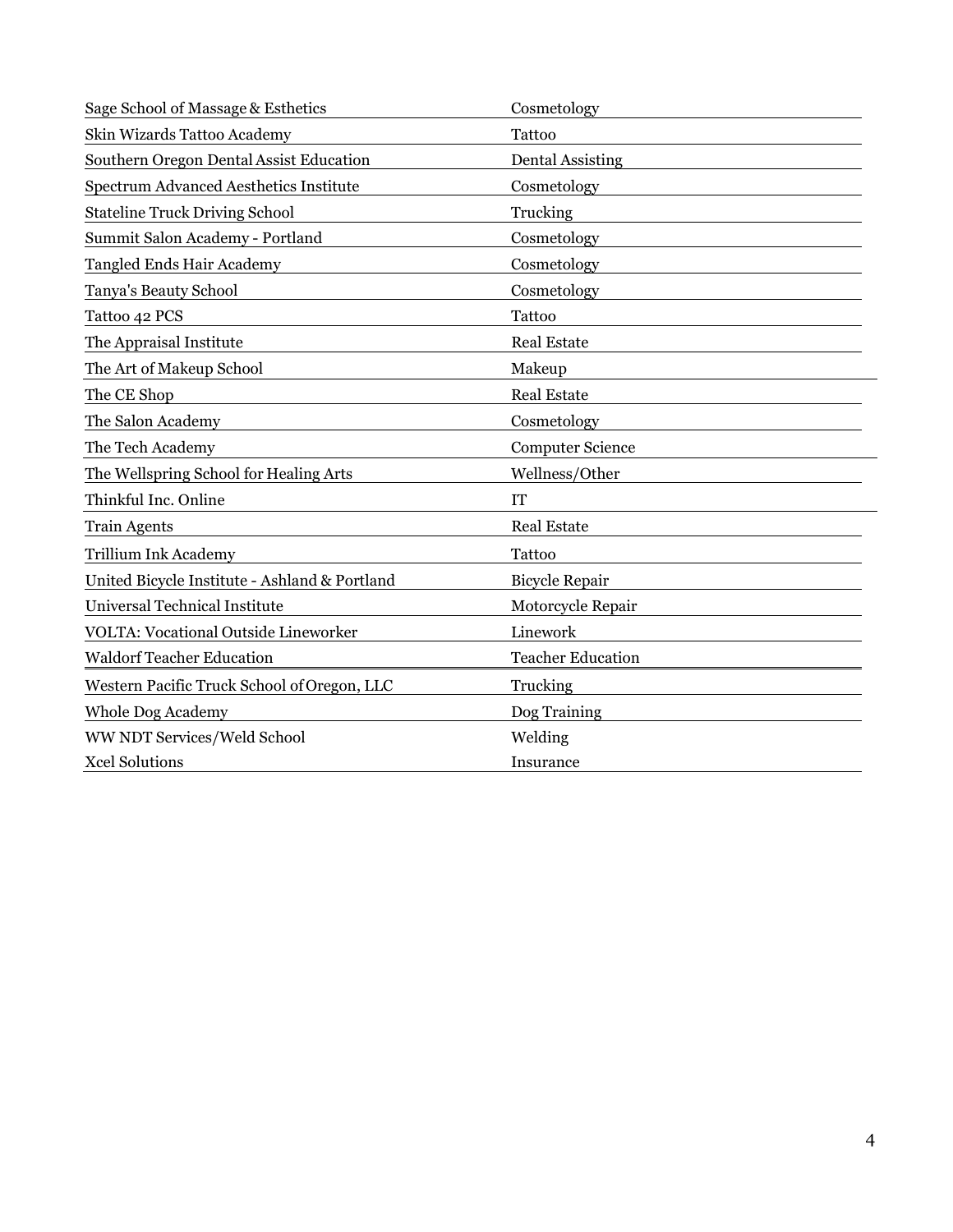| | |
|---|---|
| Sage School of Massage & Esthetics | Cosmetology |
| Skin Wizards Tattoo Academy | Tattoo |
| Southern Oregon Dental Assist Education | Dental Assisting |
| Spectrum Advanced Aesthetics Institute | Cosmetology |
| Stateline Truck Driving School | Trucking |
| Summit Salon Academy - Portland | Cosmetology |
| Tangled Ends Hair Academy | Cosmetology |
| Tanya's Beauty School | Cosmetology |
| Tattoo 42 PCS | Tattoo |
| The Appraisal Institute | Real Estate |
| The Art of Makeup School | Makeup |
| The CE Shop | Real Estate |
| The Salon Academy | Cosmetology |
| The Tech Academy | Computer Science |
| The Wellspring School for Healing Arts | Wellness/Other |
| Thinkful Inc. Online | IT |
| Train Agents | Real Estate |
| Trillium Ink Academy | Tattoo |
| United Bicycle Institute - Ashland & Portland | Bicycle Repair |
| Universal Technical Institute | Motorcycle Repair |
| VOLTA: Vocational Outside Lineworker | Linework |
| Waldorf Teacher Education | Teacher Education |
| Western Pacific Truck School of Oregon, LLC | Trucking |
| Whole Dog Academy | Dog Training |
| WW NDT Services/Weld School | Welding |
| Xcel Solutions | Insurance |